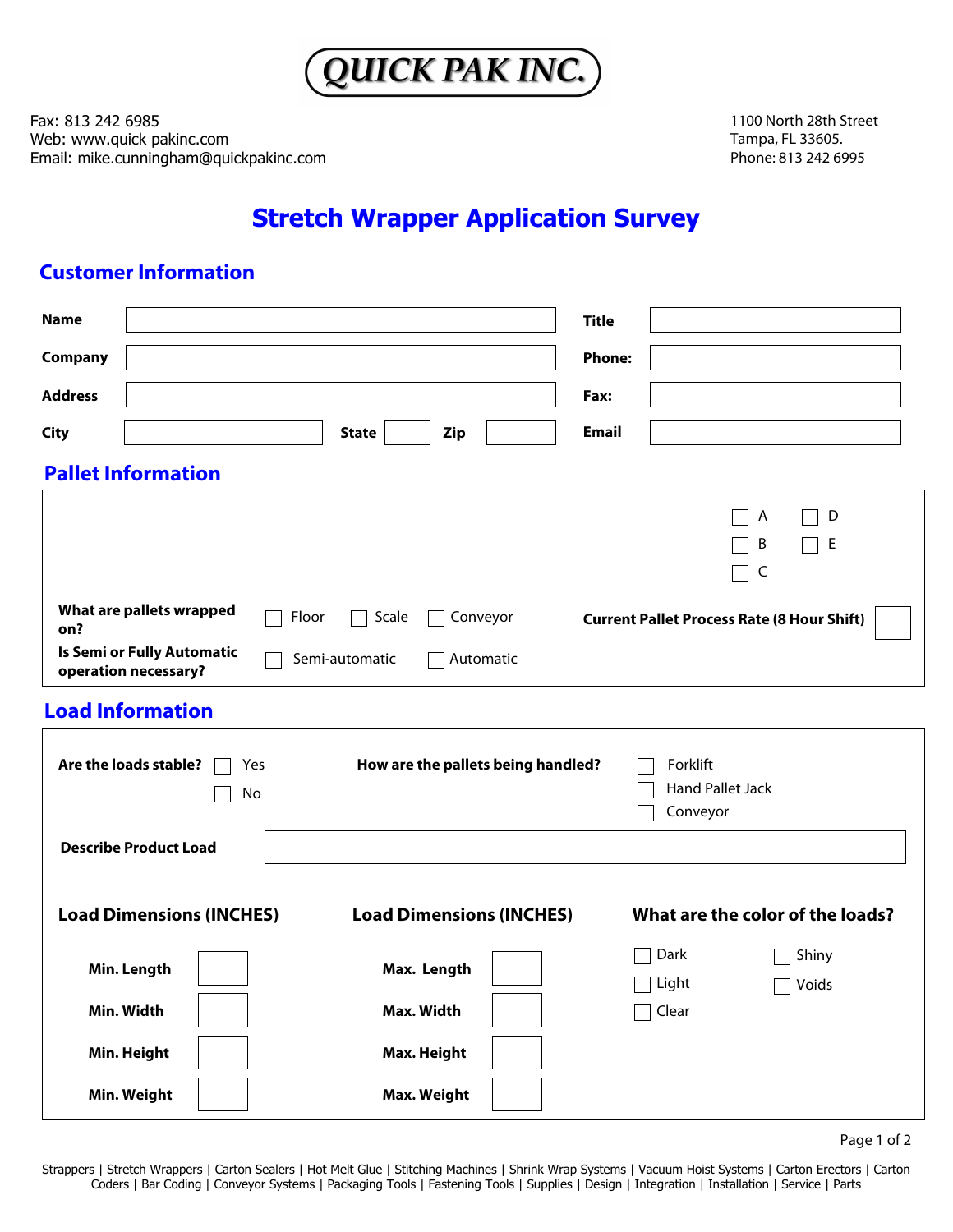# QUICK PAK INC.

Fax: 813 242 6985
Web: www.quick pakinc.com
Email: mike.cunningham@quickpakinc.com

1100 North 28th Street
Tampa, FL 33605.
Phone: 813 242 6995

# Stretch Wrapper Application Survey

## Customer Information

| | | | |
|---|---|---|---|
| **Name** | | **Title** | |
| **Company** | | **Phone:** | |
| **Address** | | **Fax:** | |
| **City** | **State** &nbsp; **Zip** | **Email** | |

## Pallet Information

☐ A ☐ D
☐ B ☐ E
☐ C

**What are pallets wrapped on?** ☐ Floor ☐ Scale ☐ Conveyor

**Current Pallet Process Rate (8 Hour Shift)** ☐

**Is Semi or Fully Automatic operation necessary?** ☐ Semi-automatic ☐ Automatic

## Load Information

**Are the loads stable?** ☐ Yes ☐ No

**How are the pallets being handled?** ☐ Forklift ☐ Hand Pallet Jack ☐ Conveyor

**Describe Product Load**

| **Load Dimensions (INCHES)** | | **Load Dimensions (INCHES)** | |
|---|---|---|---|
| **Min. Length** | | **Max. Length** | |
| **Min. Width** | | **Max. Width** | |
| **Min. Height** | | **Max. Height** | |
| **Min. Weight** | | **Max. Weight** | |

**What are the color of the loads?**

☐ Dark ☐ Shiny
☐ Light ☐ Voids
☐ Clear

Strappers | Stretch Wrappers | Carton Sealers | Hot Melt Glue | Stitching Machines | Shrink Wrap Systems | Vacuum Hoist Systems | Carton Erectors | Carton Coders | Bar Coding | Conveyor Systems | Packaging Tools | Fastening Tools | Supplies | Design | Integration | Installation | Service | Parts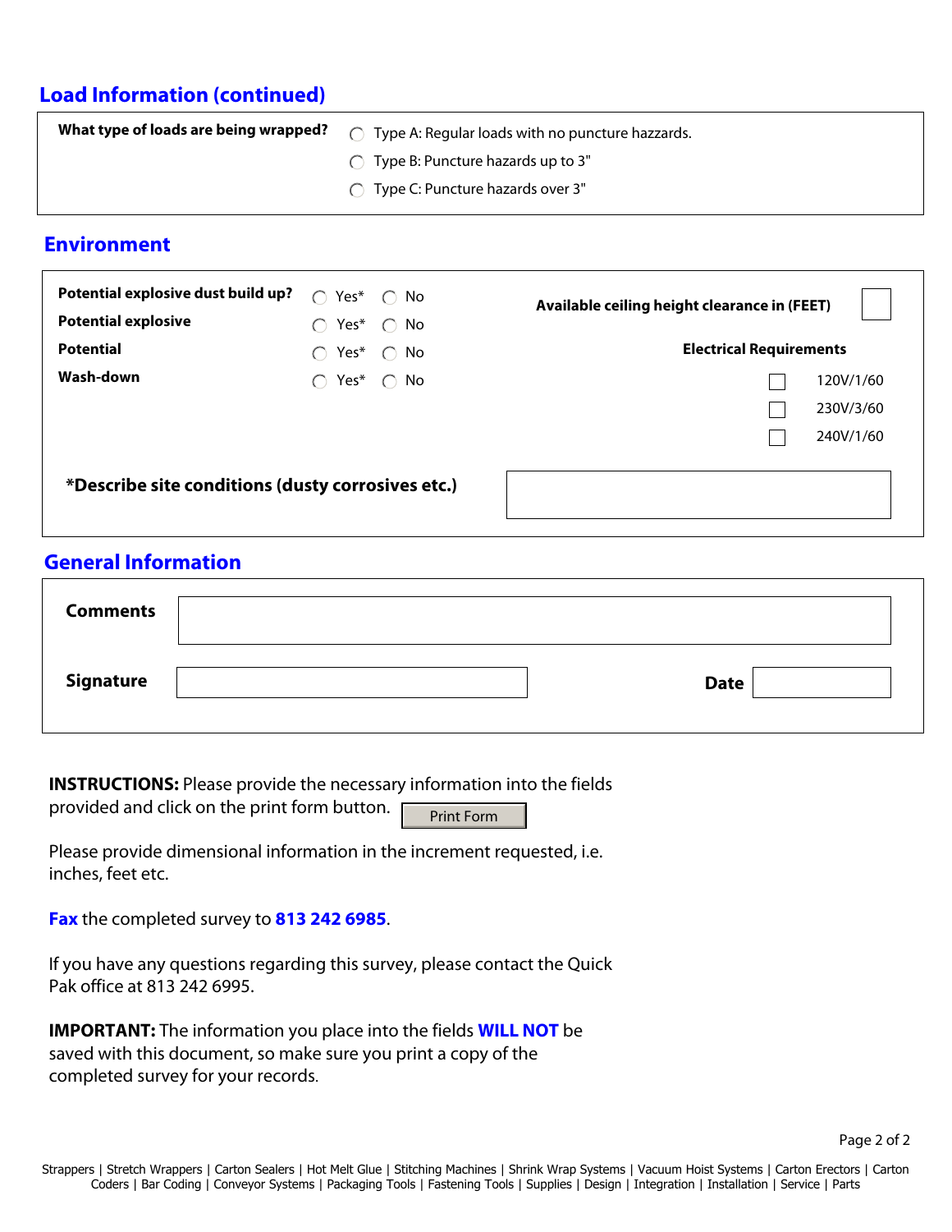## Load Information (continued)

**What type of loads are being wrapped?**

- ◯ Type A: Regular loads with no puncture hazzards.
- ◯ Type B: Puncture hazards up to 3"
- ◯ Type C: Puncture hazards over 3"

## Environment

| | | |
|---|---|---|
| **Potential explosive dust build up?** | ◯ Yes* | ◯ No |
| **Potential explosive** | ◯ Yes* | ◯ No |
| **Potential** | ◯ Yes* | ◯ No |
| **Wash-down** | ◯ Yes* | ◯ No |

**Available ceiling height clearance in (FEET)** ☐

**Electrical Requirements**

- ☐ 120V/1/60
- ☐ 230V/3/60
- ☐ 240V/1/60

***Describe site conditions (dusty corrosives etc.)**

## General Information

**Comments**

**Signature** **Date**

**INSTRUCTIONS:** Please provide the necessary information into the fields provided and click on the print form button. [Print Form]

Please provide dimensional information in the increment requested, i.e. inches, feet etc.

**Fax** the completed survey to **813 242 6985**.

If you have any questions regarding this survey, please contact the Quick Pak office at 813 242 6995.

**IMPORTANT:** The information you place into the fields **WILL NOT** be saved with this document, so make sure you print a copy of the completed survey for your records.

Strappers | Stretch Wrappers | Carton Sealers | Hot Melt Glue | Stitching Machines | Shrink Wrap Systems | Vacuum Hoist Systems | Carton Erectors | Carton Coders | Bar Coding | Conveyor Systems | Packaging Tools | Fastening Tools | Supplies | Design | Integration | Installation | Service | Parts